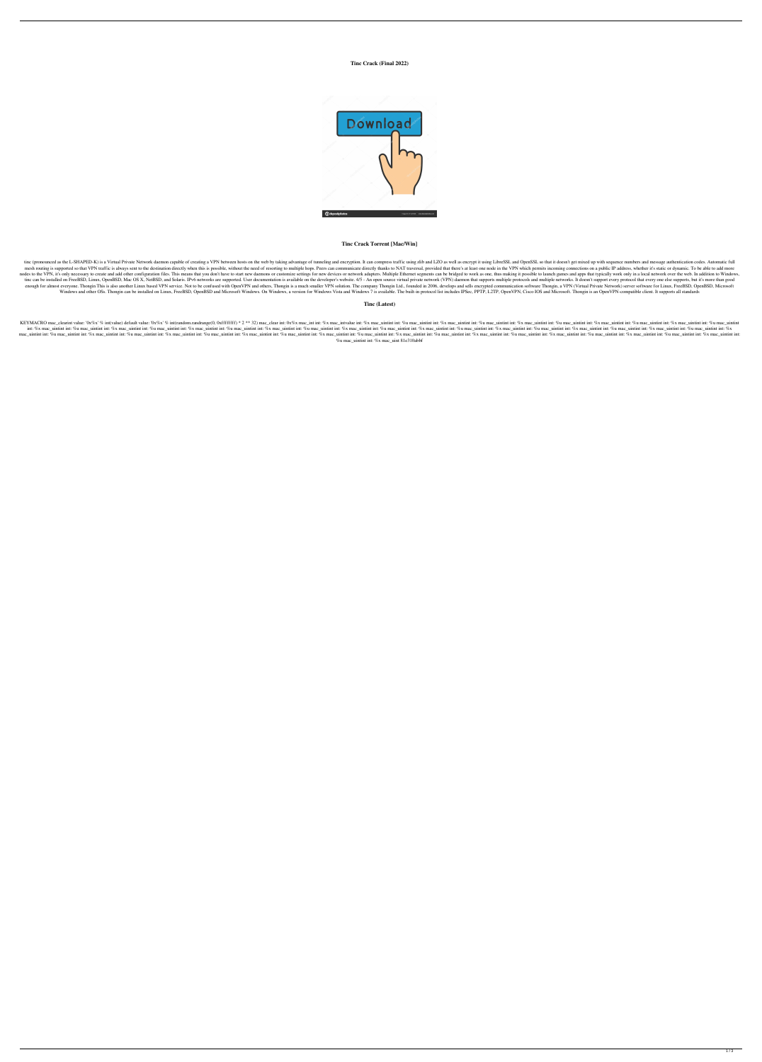**Tinc Crack (Final 2022)**

### Tinc Crack Torrent [Mac/Win]

tinc (pronounced as the L-SHAPED-K) is a Virtual Private Network daemon capable of creating a VPN between hosts on the web by taking advantage of tunneling and encryption. It can compress traffic using zlib and LZO as well as encrypt it using LibreSSL and OpenSSL so that it doesn't get mixed up with sequence numbers and message authentication codes. Automatic full mesh routing is supported so that VPN traffic is always sent to the destination directly when this is possible, without the need of resorting to multiple hops. Peers can communicate directly thanks to NAT traversal, provided that there's at least one node in the VPN which permits incoming connections on a public IP address, whether it's static or dynamic. To be able to add more nodes to the VPN, it's only necessary to create and add other configuration files. This means that you don't have to start new daemons or customize settings for new devices or network adapters. Multiple Ethernet segments can be bridged to work as one, thus making it possible to launch games and apps that typically work only in a local network over the web. In addition to Windows, tinc can be installed on FreeBSD, Linux, OpenBSD, Mac OS X, NetBSD, and Solaris. IPv6 networks are supported. User documentation is available on the developer's website. 4/5 - An open source virtual private network (VPN) daemon that supports multiple protocols and multiple networks. It doesn't support every protocol that every one else supports, but it's more than good enough for almost everyone. Thongin This is also another Linux based VPN service. Not to be confused with OpenVPN and others. Thongin is a much smaller VPN solution. The company Thongin Ltd., founded in 2006, develops and sells encrypted communication software Thongin, a VPN (Virtual Private Network) server software for Linux, FreeBSD, OpenBSD, Microsoft Windows and other OSs. Thongin can be installed on Linux, FreeBSD, OpenBSD and Microsoft Windows. On Windows, a version for Windows Vista and Windows 7 is available. The built-in protocol list includes IPSec, PPTP, L2TP, OpenVPN, Cisco IOS and Microsoft. Thongin is an OpenVPN-compatible client. It supports all standards

### Tinc (Latest)

KEYMACRO mac_clearint value: '0x%x' % int(value) default value: '0x%x' % int(random.randrange(0, 0xffffffff) * 2 ** 32) mac_clear int: 0x%x mac_int int: %x mac_intvalue int: %x mac_uintint int: %u mac_uintint int: %x mac_uintint int: %u mac_uintint int: %x mac_uintint int: %u mac_uintint int: %x mac_uintint int: %u mac_uintint int: %x mac_uintint int: %u mac_uintint int: %x mac_uintint int: %u mac_uintint int: %x mac_uintint int: %u mac_uintint int: %x mac_uintint int: %u mac_uintint int: %x mac_uintint int: %u mac_uintint int: %x mac_uintint int: %u mac_uintint int: %x mac_uintint int: %u mac_uintint int: %x mac_uintint int: %u mac_uintint int: %x mac_uintint int: %u mac_uintint int: %x mac_uintint int: %u mac_uintint int: %x mac_uintint int: %u mac_uintint int: %x mac_uintint int: %u mac_uintint int: %x mac_uintint int: %u mac_uintint int: %x mac_uintint int: %u mac_uintint int: %x mac_uintint int: %u mac_uintint int: %x mac_uintint int: %u mac_uintint int: %x mac_uintint int: %u mac_uintint int: %x mac_uintint int: %u mac_uintint int: %x mac_uintint int: %u mac_uintint int: %x mac_uintint int: %u mac_uintint int: %x mac_uint 81e310abbf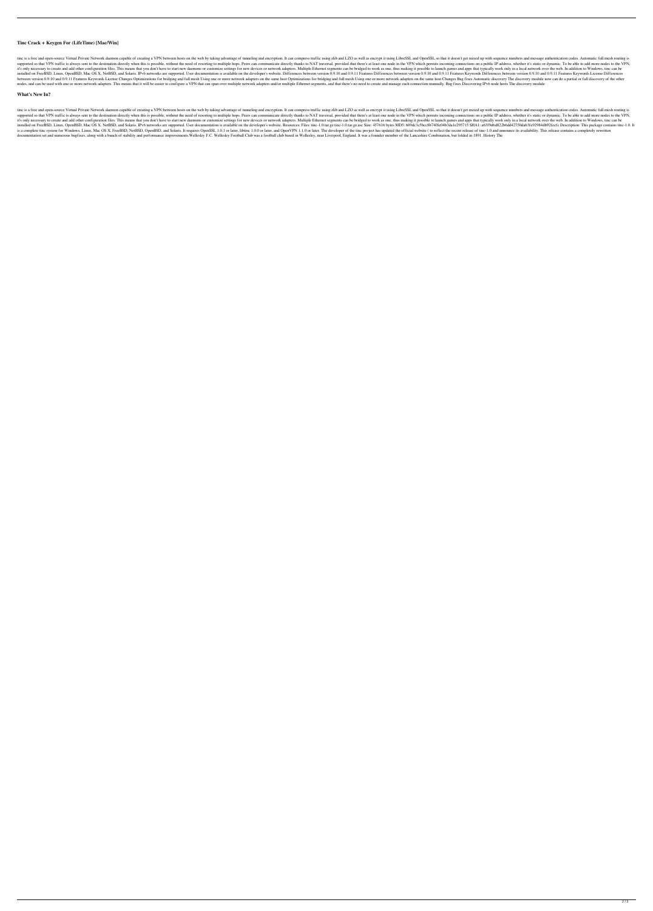## Tinc Crack + Keygen For (LifeTime) [Mac/Win]

tinc is a free and open-source Virtual Private Network daemon capable of creating a VPN between hosts on the web by taking advantage of tunneling and encryption. It can compress traffic using zlib and LZO as well as encrypt it using LibreSSL and OpenSSL so that it doesn't get mixed up with sequence numbers and message authentication codes. Automatic full mesh routing is supported so that VPN traffic is always sent to the destination directly when this is possible, without the need of resorting to multiple hops. Peers can communicate directly thanks to NAT traversal, provided that there's at least one node in the VPN which permits incoming connections on a public IP address, whether it's static or dynamic. To be able to add more nodes to the VPN, it's only necessary to create and add other configuration files. This means that you don't have to start new daemons or customize settings for new devices or network adapters. Multiple Ethernet segments can be bridged to work as one, thus making it possible to launch games and apps that typically work only in a local network over the web. In addition to Windows, tinc can be installed on FreeBSD, Linux, OpenBSD, Mac OS X, NetBSD, and Solaris. IPv6 networks are supported. User documentation is available on the developer's website. Differences between version 0.9.10 and 0.9.11 Features Differences between version 0.9.10 and 0.9.11 Features Keywords Differences between version 0.9.10 and 0.9.11 Features Keywords License Differences between version 0.9.10 and 0.9.11 Features Keywords License Changes Optimizations for bridging and full mesh Using one or more network adapters on the same host Optimizations for bridging and full mesh Using one or more network adapters on the same host Changes Bug fixes Automatic discovery The discovery module now can do a partial or full discovery of the other nodes, and can be used with one or more network adapters. This means that it will be easier to configure a VPN that can span over multiple network adapters and/or multiple Ethernet segments, and that there's no need to create and manage each connection manually. Bug fixes Discovering IPv6 node hosts The discovery module

## What's New In?

tinc is a free and open-source Virtual Private Network daemon capable of creating a VPN between hosts on the web by taking advantage of tunneling and encryption. It can compress traffic using zlib and LZO as well as encrypt it using LibreSSL and OpenSSL so that it doesn't get mixed up with sequence numbers and message authentication codes. Automatic full mesh routing is supported so that VPN traffic is always sent to the destination directly when this is possible, without the need of resorting to multiple hops. Peers can communicate directly thanks to NAT traversal, provided that there's at least one node in the VPN which permits incoming connections on a public IP address, whether it's static or dynamic. To be able to add more nodes to the VPN, it's only necessary to create and add other configuration files. This means that you don't have to start new daemons or customize settings for new devices or network adapters. Multiple Ethernet segments can be bridged to work as one, thus making it possible to launch games and apps that typically work only in a local network over the web. In addition to Windows, tinc can be installed on FreeBSD, Linux, OpenBSD, Mac OS X, NetBSD, and Solaris. IPv6 networks are supported. User documentation is available on the developer's website. Resources: Files: tinc-1.0.tar.gz tinc-1.0.tar.gz.asc Size: 457616 bytes MD5: 609dc3e5bec8b7408e04b3da1e295715 SHA1: a6309d6d822b6dd42750dab5fe92984db92fecfe Description: This package contains tinc-1.0. It is a complete tinc system for Windows, Linux, Mac OS X, FreeBSD, NetBSD, OpenBSD, and Solaris. It requires OpenSSL 1.0.1 or later, libtinc 1.0.0 or later, and OpenVPN 1.1.0 or later. The developer of the tinc project has updated the official website ( to reflect the recent release of tinc-1.0 and announce its availability. This release contains a completely rewritten documentation set and numerous bugfixes, along with a bunch of stability and performance improvements.Wellesley F.C. Wellesley Football Club was a football club based in Wellesley, near Liverpool, England. It was a founder member of the Lancashire Combination, but folded in 1891. History The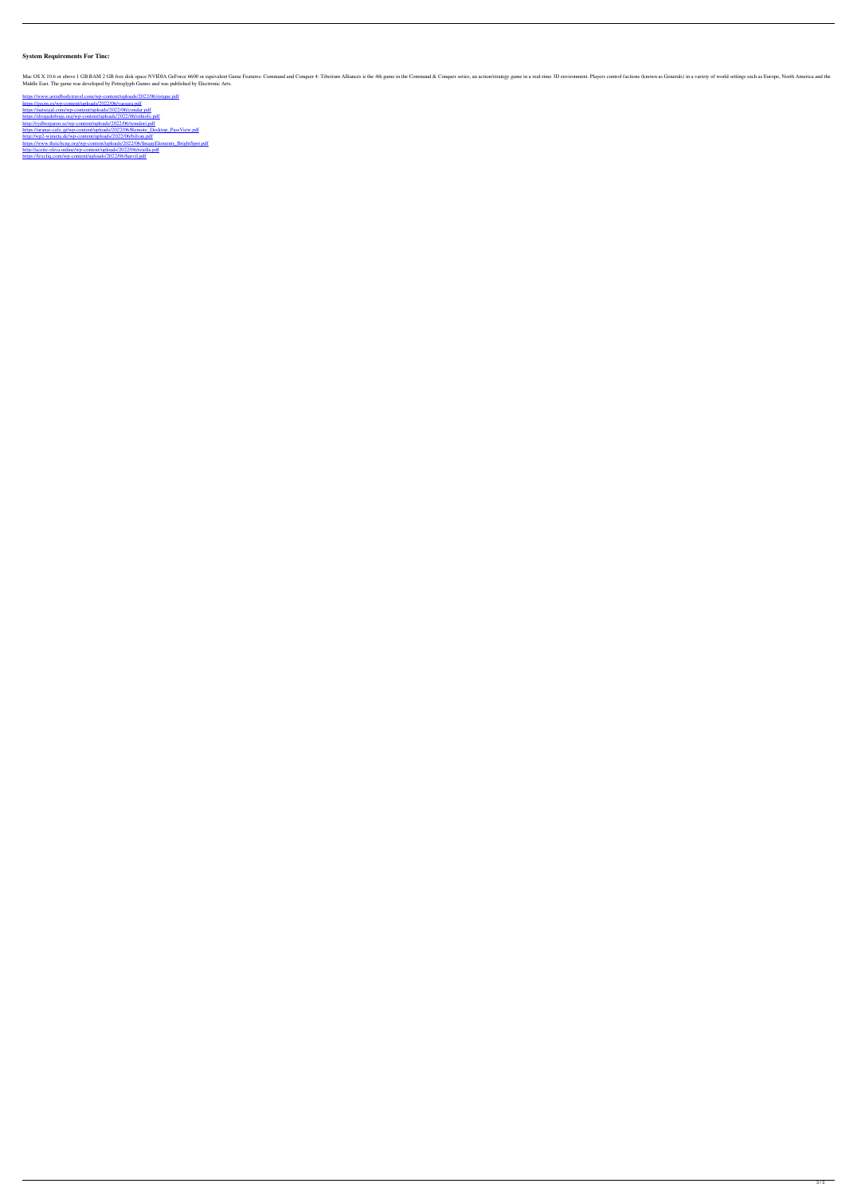**System Requirements For Tinc:**

Mac OS X 10.6 or above 1 GB RAM 2 GB free disk space NVIDIA GeForce 6600 or equivalent Game Features: Command and Conquer 4: Tiberium Alliances is the 4th game in the Command & Conquer series, an action/strategy game in a real-time 3D environment. Players control factions (known as Generals) in a variety of world settings such as Europe, North America and the Middle East. The game was developed by Petroglyph Games and was published by Electronic Arts.

https://www.astralbodytravel.com/wp-content/uploads/2022/06/ystque.pdf
https://gecm.es/wp-content/uploads/2022/06/vassara.pdf
https://natsegal.com/wp-content/uploads/2022/06/condar.pdf
https://drogadobugs.org/wp-content/uploads/2022/06/othuofy.pdf
http://sydbenjamin.se/wp-content/uploads/2022/06/tendori.pdf
https://uranai-cafe.jp/wp-content/uploads/2022/06/Remote_Desktop_PassView.pdf
http://wp2-wimeta.de/wp-content/uploads/2022/06/hilvan.pdf
https://www.theicbeng.org/wp-content/uploads/2022/06/ImageElements_BrightSpot.pdf
http://aceite-oliva.online/wp-content/uploads/2022/06/reiella.pdf
https://lexcliq.com/wp-content/uploads/2022/06/harvil.pdf